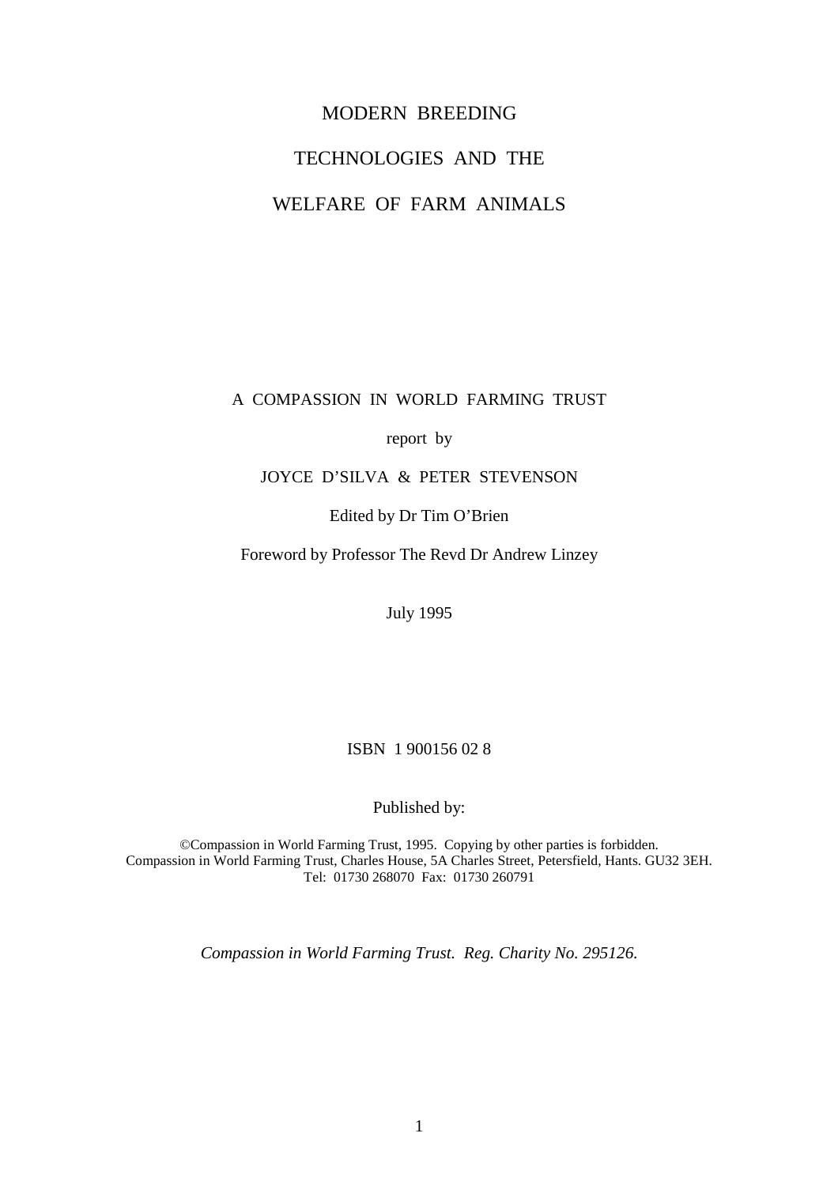# MODERN BREEDING TECHNOLOGIES AND THE WELFARE OF FARM ANIMALS

A COMPASSION IN WORLD FARMING TRUST

report by

JOYCE D'SILVA & PETER STEVENSON

Edited by Dr Tim O'Brien

Foreword by Professor The Revd Dr Andrew Linzey

July 1995

ISBN 1 900156 02 8

Published by:

©Compassion in World Farming Trust, 1995. Copying by other parties is forbidden.
Compassion in World Farming Trust, Charles House, 5A Charles Street, Petersfield, Hants. GU32 3EH.
Tel: 01730 268070 Fax: 01730 260791

*Compassion in World Farming Trust. Reg. Charity No. 295126.*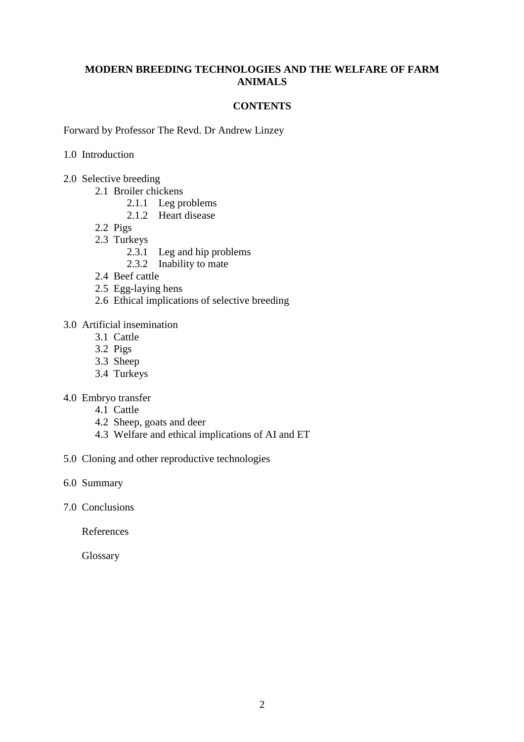# MODERN BREEDING TECHNOLOGIES AND THE WELFARE OF FARM ANIMALS

## CONTENTS

Forward by Professor The Revd. Dr Andrew Linzey

1.0 Introduction

2.0 Selective breeding
- 2.1 Broiler chickens
  - 2.1.1 Leg problems
  - 2.1.2 Heart disease
- 2.2 Pigs
- 2.3 Turkeys
  - 2.3.1 Leg and hip problems
  - 2.3.2 Inability to mate
- 2.4 Beef cattle
- 2.5 Egg-laying hens
- 2.6 Ethical implications of selective breeding

3.0 Artificial insemination
- 3.1 Cattle
- 3.2 Pigs
- 3.3 Sheep
- 3.4 Turkeys

4.0 Embryo transfer
- 4.1 Cattle
- 4.2 Sheep, goats and deer
- 4.3 Welfare and ethical implications of AI and ET

5.0 Cloning and other reproductive technologies

6.0 Summary

7.0 Conclusions

References

Glossary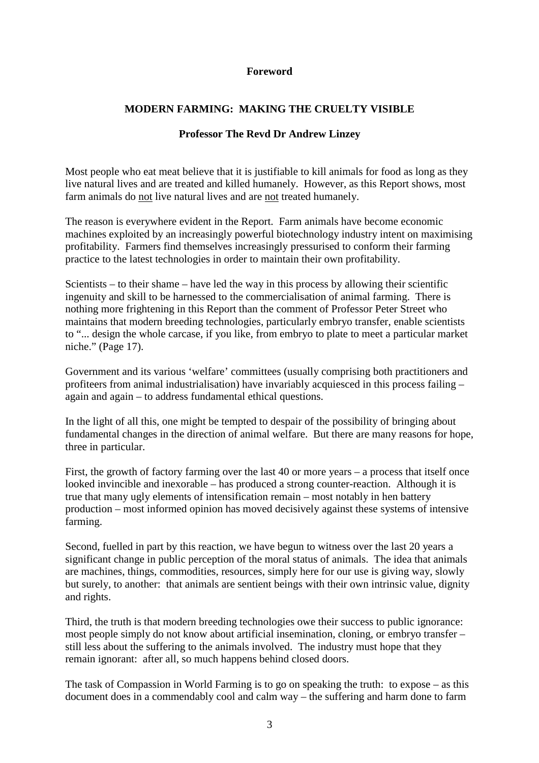**Foreword**

## MODERN FARMING: MAKING THE CRUELTY VISIBLE

**Professor The Revd Dr Andrew Linzey**

Most people who eat meat believe that it is justifiable to kill animals for food as long as they live natural lives and are treated and killed humanely. However, as this Report shows, most farm animals do <u>not</u> live natural lives and are <u>not</u> treated humanely.

The reason is everywhere evident in the Report. Farm animals have become economic machines exploited by an increasingly powerful biotechnology industry intent on maximising profitability. Farmers find themselves increasingly pressurised to conform their farming practice to the latest technologies in order to maintain their own profitability.

Scientists – to their shame – have led the way in this process by allowing their scientific ingenuity and skill to be harnessed to the commercialisation of animal farming. There is nothing more frightening in this Report than the comment of Professor Peter Street who maintains that modern breeding technologies, particularly embryo transfer, enable scientists to "... design the whole carcase, if you like, from embryo to plate to meet a particular market niche." (Page 17).

Government and its various 'welfare' committees (usually comprising both practitioners and profiteers from animal industrialisation) have invariably acquiesced in this process failing – again and again – to address fundamental ethical questions.

In the light of all this, one might be tempted to despair of the possibility of bringing about fundamental changes in the direction of animal welfare. But there are many reasons for hope, three in particular.

First, the growth of factory farming over the last 40 or more years – a process that itself once looked invincible and inexorable – has produced a strong counter-reaction. Although it is true that many ugly elements of intensification remain – most notably in hen battery production – most informed opinion has moved decisively against these systems of intensive farming.

Second, fuelled in part by this reaction, we have begun to witness over the last 20 years a significant change in public perception of the moral status of animals. The idea that animals are machines, things, commodities, resources, simply here for our use is giving way, slowly but surely, to another: that animals are sentient beings with their own intrinsic value, dignity and rights.

Third, the truth is that modern breeding technologies owe their success to public ignorance: most people simply do not know about artificial insemination, cloning, or embryo transfer – still less about the suffering to the animals involved. The industry must hope that they remain ignorant: after all, so much happens behind closed doors.

The task of Compassion in World Farming is to go on speaking the truth: to expose – as this document does in a commendably cool and calm way – the suffering and harm done to farm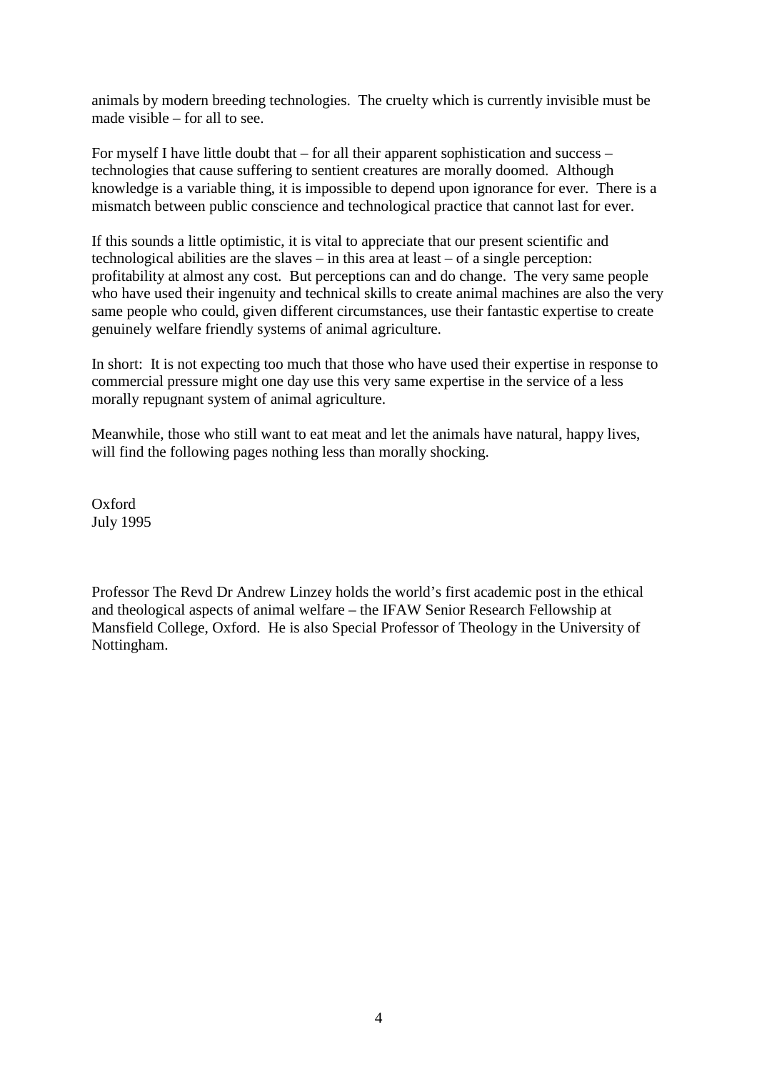animals by modern breeding technologies. The cruelty which is currently invisible must be made visible – for all to see.

For myself I have little doubt that – for all their apparent sophistication and success – technologies that cause suffering to sentient creatures are morally doomed. Although knowledge is a variable thing, it is impossible to depend upon ignorance for ever. There is a mismatch between public conscience and technological practice that cannot last for ever.

If this sounds a little optimistic, it is vital to appreciate that our present scientific and technological abilities are the slaves – in this area at least – of a single perception: profitability at almost any cost. But perceptions can and do change. The very same people who have used their ingenuity and technical skills to create animal machines are also the very same people who could, given different circumstances, use their fantastic expertise to create genuinely welfare friendly systems of animal agriculture.

In short: It is not expecting too much that those who have used their expertise in response to commercial pressure might one day use this very same expertise in the service of a less morally repugnant system of animal agriculture.

Meanwhile, those who still want to eat meat and let the animals have natural, happy lives, will find the following pages nothing less than morally shocking.

Oxford
July 1995

Professor The Revd Dr Andrew Linzey holds the world's first academic post in the ethical and theological aspects of animal welfare – the IFAW Senior Research Fellowship at Mansfield College, Oxford. He is also Special Professor of Theology in the University of Nottingham.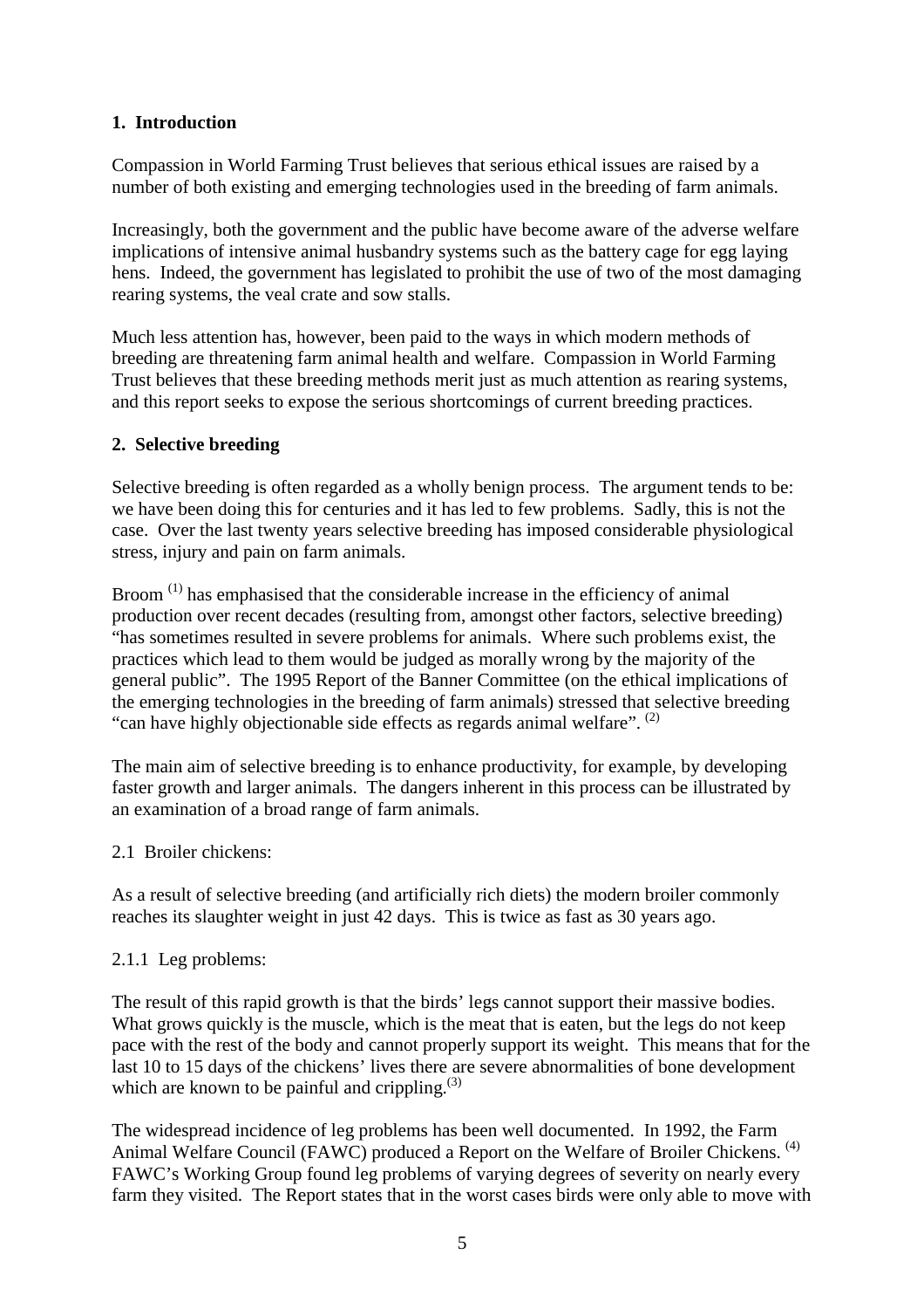## 1. Introduction

Compassion in World Farming Trust believes that serious ethical issues are raised by a number of both existing and emerging technologies used in the breeding of farm animals.

Increasingly, both the government and the public have become aware of the adverse welfare implications of intensive animal husbandry systems such as the battery cage for egg laying hens. Indeed, the government has legislated to prohibit the use of two of the most damaging rearing systems, the veal crate and sow stalls.

Much less attention has, however, been paid to the ways in which modern methods of breeding are threatening farm animal health and welfare. Compassion in World Farming Trust believes that these breeding methods merit just as much attention as rearing systems, and this report seeks to expose the serious shortcomings of current breeding practices.

## 2. Selective breeding

Selective breeding is often regarded as a wholly benign process. The argument tends to be: we have been doing this for centuries and it has led to few problems. Sadly, this is not the case. Over the last twenty years selective breeding has imposed considerable physiological stress, injury and pain on farm animals.

Broom [(1)] has emphasised that the considerable increase in the efficiency of animal production over recent decades (resulting from, amongst other factors, selective breeding) "has sometimes resulted in severe problems for animals. Where such problems exist, the practices which lead to them would be judged as morally wrong by the majority of the general public". The 1995 Report of the Banner Committee (on the ethical implications of the emerging technologies in the breeding of farm animals) stressed that selective breeding "can have highly objectionable side effects as regards animal welfare". [(2)]

The main aim of selective breeding is to enhance productivity, for example, by developing faster growth and larger animals. The dangers inherent in this process can be illustrated by an examination of a broad range of farm animals.

2.1 Broiler chickens:

As a result of selective breeding (and artificially rich diets) the modern broiler commonly reaches its slaughter weight in just 42 days. This is twice as fast as 30 years ago.

2.1.1 Leg problems:

The result of this rapid growth is that the birds' legs cannot support their massive bodies. What grows quickly is the muscle, which is the meat that is eaten, but the legs do not keep pace with the rest of the body and cannot properly support its weight. This means that for the last 10 to 15 days of the chickens' lives there are severe abnormalities of bone development which are known to be painful and crippling.[(3)]

The widespread incidence of leg problems has been well documented. In 1992, the Farm Animal Welfare Council (FAWC) produced a Report on the Welfare of Broiler Chickens. [(4)] FAWC's Working Group found leg problems of varying degrees of severity on nearly every farm they visited. The Report states that in the worst cases birds were only able to move with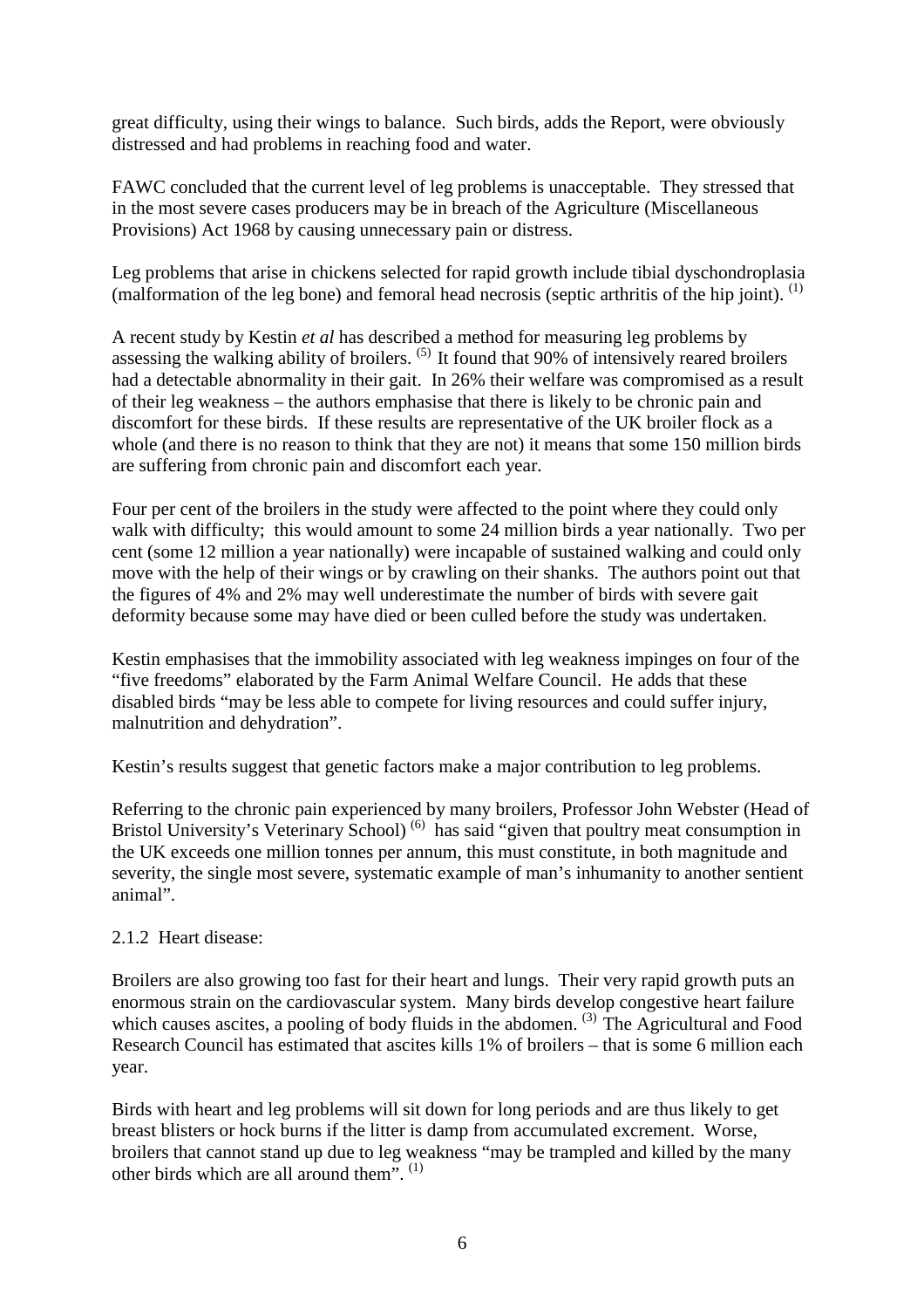great difficulty, using their wings to balance. Such birds, adds the Report, were obviously distressed and had problems in reaching food and water.

FAWC concluded that the current level of leg problems is unacceptable. They stressed that in the most severe cases producers may be in breach of the Agriculture (Miscellaneous Provisions) Act 1968 by causing unnecessary pain or distress.

Leg problems that arise in chickens selected for rapid growth include tibial dyschondroplasia (malformation of the leg bone) and femoral head necrosis (septic arthritis of the hip joint). [(1)]

A recent study by Kestin *et al* has described a method for measuring leg problems by assessing the walking ability of broilers. [(5)] It found that 90% of intensively reared broilers had a detectable abnormality in their gait. In 26% their welfare was compromised as a result of their leg weakness – the authors emphasise that there is likely to be chronic pain and discomfort for these birds. If these results are representative of the UK broiler flock as a whole (and there is no reason to think that they are not) it means that some 150 million birds are suffering from chronic pain and discomfort each year.

Four per cent of the broilers in the study were affected to the point where they could only walk with difficulty; this would amount to some 24 million birds a year nationally. Two per cent (some 12 million a year nationally) were incapable of sustained walking and could only move with the help of their wings or by crawling on their shanks. The authors point out that the figures of 4% and 2% may well underestimate the number of birds with severe gait deformity because some may have died or been culled before the study was undertaken.

Kestin emphasises that the immobility associated with leg weakness impinges on four of the "five freedoms" elaborated by the Farm Animal Welfare Council. He adds that these disabled birds "may be less able to compete for living resources and could suffer injury, malnutrition and dehydration".

Kestin's results suggest that genetic factors make a major contribution to leg problems.

Referring to the chronic pain experienced by many broilers, Professor John Webster (Head of Bristol University's Veterinary School) [(6)] has said "given that poultry meat consumption in the UK exceeds one million tonnes per annum, this must constitute, in both magnitude and severity, the single most severe, systematic example of man's inhumanity to another sentient animal".

2.1.2 Heart disease:

Broilers are also growing too fast for their heart and lungs. Their very rapid growth puts an enormous strain on the cardiovascular system. Many birds develop congestive heart failure which causes ascites, a pooling of body fluids in the abdomen. [(3)] The Agricultural and Food Research Council has estimated that ascites kills 1% of broilers – that is some 6 million each year.

Birds with heart and leg problems will sit down for long periods and are thus likely to get breast blisters or hock burns if the litter is damp from accumulated excrement. Worse, broilers that cannot stand up due to leg weakness "may be trampled and killed by the many other birds which are all around them". [(1)]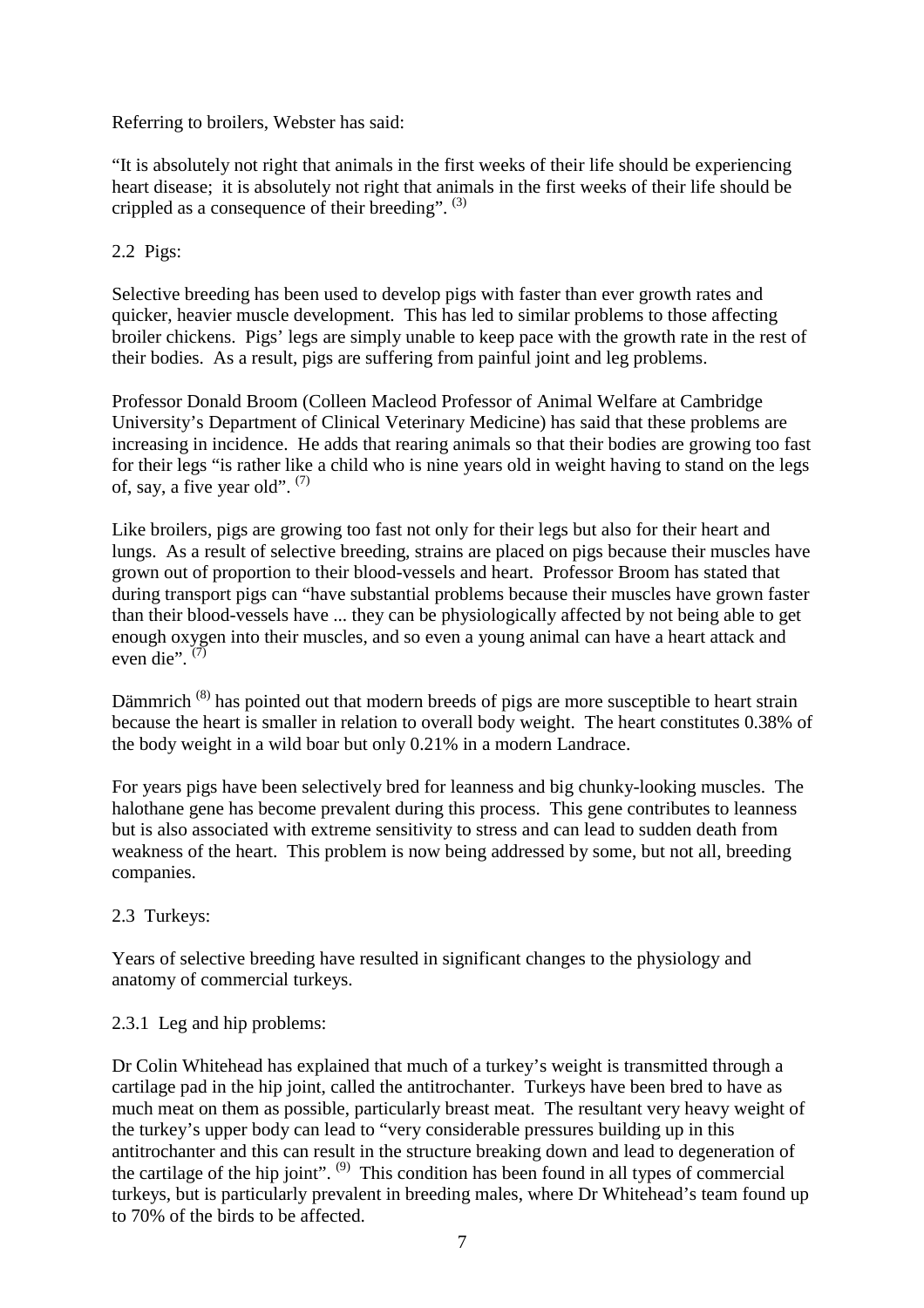Referring to broilers, Webster has said:

"It is absolutely not right that animals in the first weeks of their life should be experiencing heart disease; it is absolutely not right that animals in the first weeks of their life should be crippled as a consequence of their breeding". [3]

## 2.2 Pigs:

Selective breeding has been used to develop pigs with faster than ever growth rates and quicker, heavier muscle development. This has led to similar problems to those affecting broiler chickens. Pigs' legs are simply unable to keep pace with the growth rate in the rest of their bodies. As a result, pigs are suffering from painful joint and leg problems.

Professor Donald Broom (Colleen Macleod Professor of Animal Welfare at Cambridge University's Department of Clinical Veterinary Medicine) has said that these problems are increasing in incidence. He adds that rearing animals so that their bodies are growing too fast for their legs "is rather like a child who is nine years old in weight having to stand on the legs of, say, a five year old". [7]

Like broilers, pigs are growing too fast not only for their legs but also for their heart and lungs. As a result of selective breeding, strains are placed on pigs because their muscles have grown out of proportion to their blood-vessels and heart. Professor Broom has stated that during transport pigs can "have substantial problems because their muscles have grown faster than their blood-vessels have ... they can be physiologically affected by not being able to get enough oxygen into their muscles, and so even a young animal can have a heart attack and even die". [7]

Dämmrich [8] has pointed out that modern breeds of pigs are more susceptible to heart strain because the heart is smaller in relation to overall body weight. The heart constitutes 0.38% of the body weight in a wild boar but only 0.21% in a modern Landrace.

For years pigs have been selectively bred for leanness and big chunky-looking muscles. The halothane gene has become prevalent during this process. This gene contributes to leanness but is also associated with extreme sensitivity to stress and can lead to sudden death from weakness of the heart. This problem is now being addressed by some, but not all, breeding companies.

## 2.3 Turkeys:

Years of selective breeding have resulted in significant changes to the physiology and anatomy of commercial turkeys.

### 2.3.1 Leg and hip problems:

Dr Colin Whitehead has explained that much of a turkey's weight is transmitted through a cartilage pad in the hip joint, called the antitrochanter. Turkeys have been bred to have as much meat on them as possible, particularly breast meat. The resultant very heavy weight of the turkey's upper body can lead to "very considerable pressures building up in this antitrochanter and this can result in the structure breaking down and lead to degeneration of the cartilage of the hip joint". [9] This condition has been found in all types of commercial turkeys, but is particularly prevalent in breeding males, where Dr Whitehead's team found up to 70% of the birds to be affected.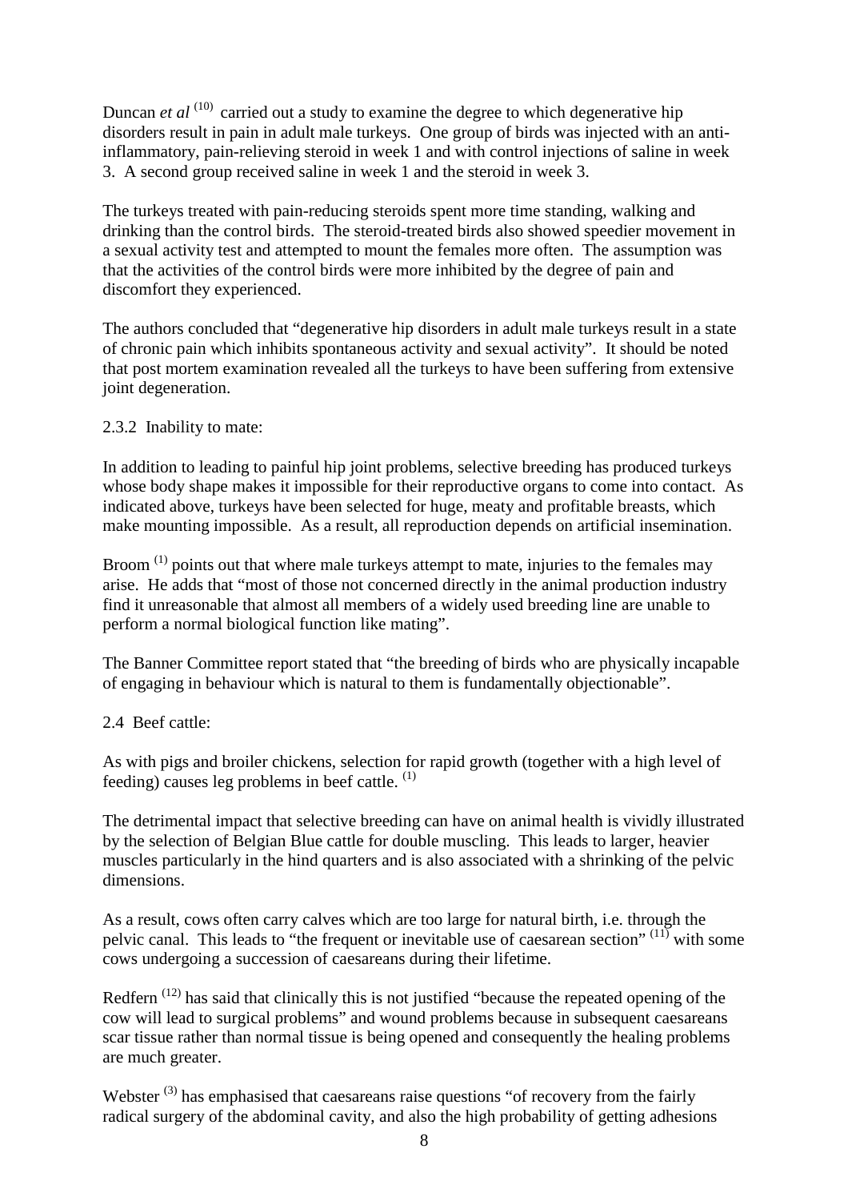Duncan *et al* [10] carried out a study to examine the degree to which degenerative hip disorders result in pain in adult male turkeys. One group of birds was injected with an anti-inflammatory, pain-relieving steroid in week 1 and with control injections of saline in week 3. A second group received saline in week 1 and the steroid in week 3.

The turkeys treated with pain-reducing steroids spent more time standing, walking and drinking than the control birds. The steroid-treated birds also showed speedier movement in a sexual activity test and attempted to mount the females more often. The assumption was that the activities of the control birds were more inhibited by the degree of pain and discomfort they experienced.

The authors concluded that "degenerative hip disorders in adult male turkeys result in a state of chronic pain which inhibits spontaneous activity and sexual activity". It should be noted that post mortem examination revealed all the turkeys to have been suffering from extensive joint degeneration.

2.3.2 Inability to mate:

In addition to leading to painful hip joint problems, selective breeding has produced turkeys whose body shape makes it impossible for their reproductive organs to come into contact. As indicated above, turkeys have been selected for huge, meaty and profitable breasts, which make mounting impossible. As a result, all reproduction depends on artificial insemination.

Broom [1] points out that where male turkeys attempt to mate, injuries to the females may arise. He adds that "most of those not concerned directly in the animal production industry find it unreasonable that almost all members of a widely used breeding line are unable to perform a normal biological function like mating".

The Banner Committee report stated that "the breeding of birds who are physically incapable of engaging in behaviour which is natural to them is fundamentally objectionable".

2.4 Beef cattle:

As with pigs and broiler chickens, selection for rapid growth (together with a high level of feeding) causes leg problems in beef cattle. [1]

The detrimental impact that selective breeding can have on animal health is vividly illustrated by the selection of Belgian Blue cattle for double muscling. This leads to larger, heavier muscles particularly in the hind quarters and is also associated with a shrinking of the pelvic dimensions.

As a result, cows often carry calves which are too large for natural birth, i.e. through the pelvic canal. This leads to "the frequent or inevitable use of caesarean section" [11] with some cows undergoing a succession of caesareans during their lifetime.

Redfern [12] has said that clinically this is not justified "because the repeated opening of the cow will lead to surgical problems" and wound problems because in subsequent caesareans scar tissue rather than normal tissue is being opened and consequently the healing problems are much greater.

Webster [3] has emphasised that caesareans raise questions "of recovery from the fairly radical surgery of the abdominal cavity, and also the high probability of getting adhesions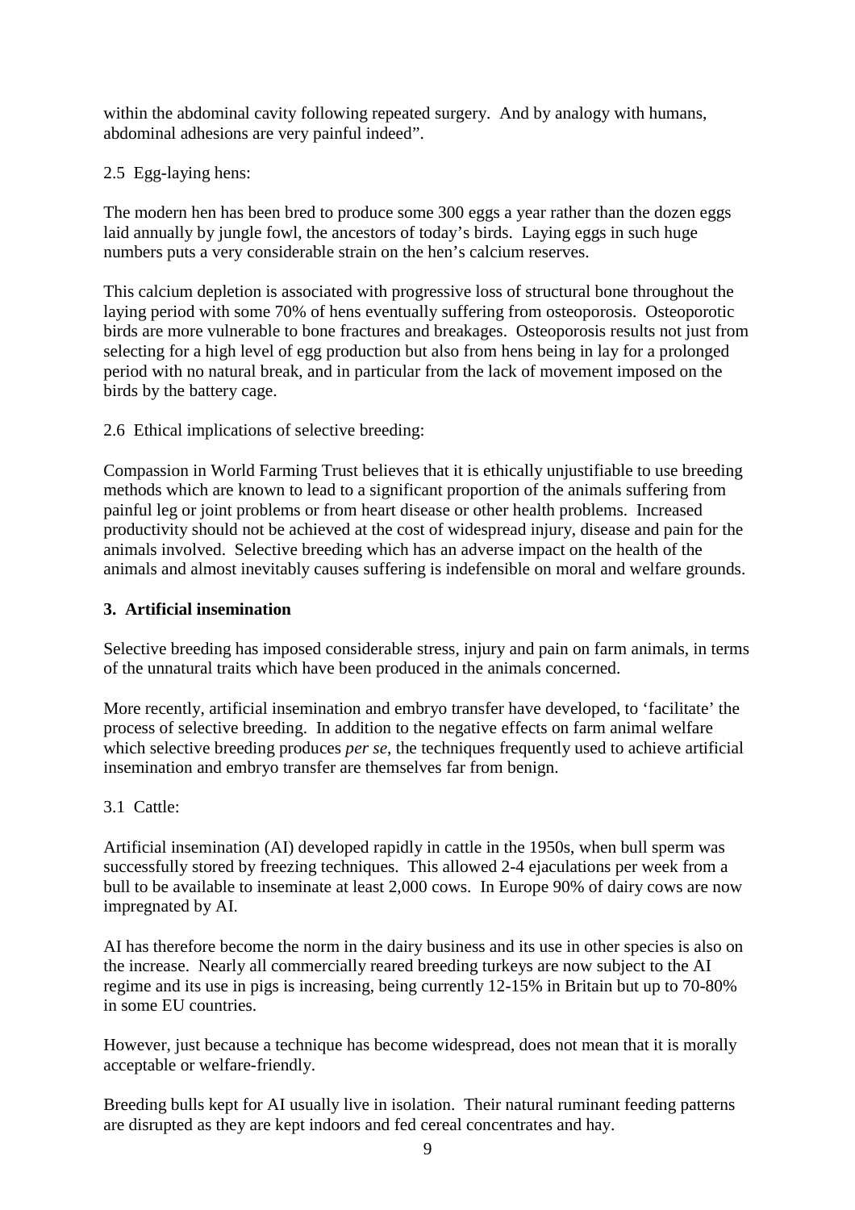within the abdominal cavity following repeated surgery. And by analogy with humans, abdominal adhesions are very painful indeed".

2.5 Egg-laying hens:

The modern hen has been bred to produce some 300 eggs a year rather than the dozen eggs laid annually by jungle fowl, the ancestors of today's birds. Laying eggs in such huge numbers puts a very considerable strain on the hen's calcium reserves.

This calcium depletion is associated with progressive loss of structural bone throughout the laying period with some 70% of hens eventually suffering from osteoporosis. Osteoporotic birds are more vulnerable to bone fractures and breakages. Osteoporosis results not just from selecting for a high level of egg production but also from hens being in lay for a prolonged period with no natural break, and in particular from the lack of movement imposed on the birds by the battery cage.

2.6 Ethical implications of selective breeding:

Compassion in World Farming Trust believes that it is ethically unjustifiable to use breeding methods which are known to lead to a significant proportion of the animals suffering from painful leg or joint problems or from heart disease or other health problems. Increased productivity should not be achieved at the cost of widespread injury, disease and pain for the animals involved. Selective breeding which has an adverse impact on the health of the animals and almost inevitably causes suffering is indefensible on moral and welfare grounds.

## 3. Artificial insemination

Selective breeding has imposed considerable stress, injury and pain on farm animals, in terms of the unnatural traits which have been produced in the animals concerned.

More recently, artificial insemination and embryo transfer have developed, to 'facilitate' the process of selective breeding. In addition to the negative effects on farm animal welfare which selective breeding produces *per se*, the techniques frequently used to achieve artificial insemination and embryo transfer are themselves far from benign.

3.1 Cattle:

Artificial insemination (AI) developed rapidly in cattle in the 1950s, when bull sperm was successfully stored by freezing techniques. This allowed 2-4 ejaculations per week from a bull to be available to inseminate at least 2,000 cows. In Europe 90% of dairy cows are now impregnated by AI.

AI has therefore become the norm in the dairy business and its use in other species is also on the increase. Nearly all commercially reared breeding turkeys are now subject to the AI regime and its use in pigs is increasing, being currently 12-15% in Britain but up to 70-80% in some EU countries.

However, just because a technique has become widespread, does not mean that it is morally acceptable or welfare-friendly.

Breeding bulls kept for AI usually live in isolation. Their natural ruminant feeding patterns are disrupted as they are kept indoors and fed cereal concentrates and hay.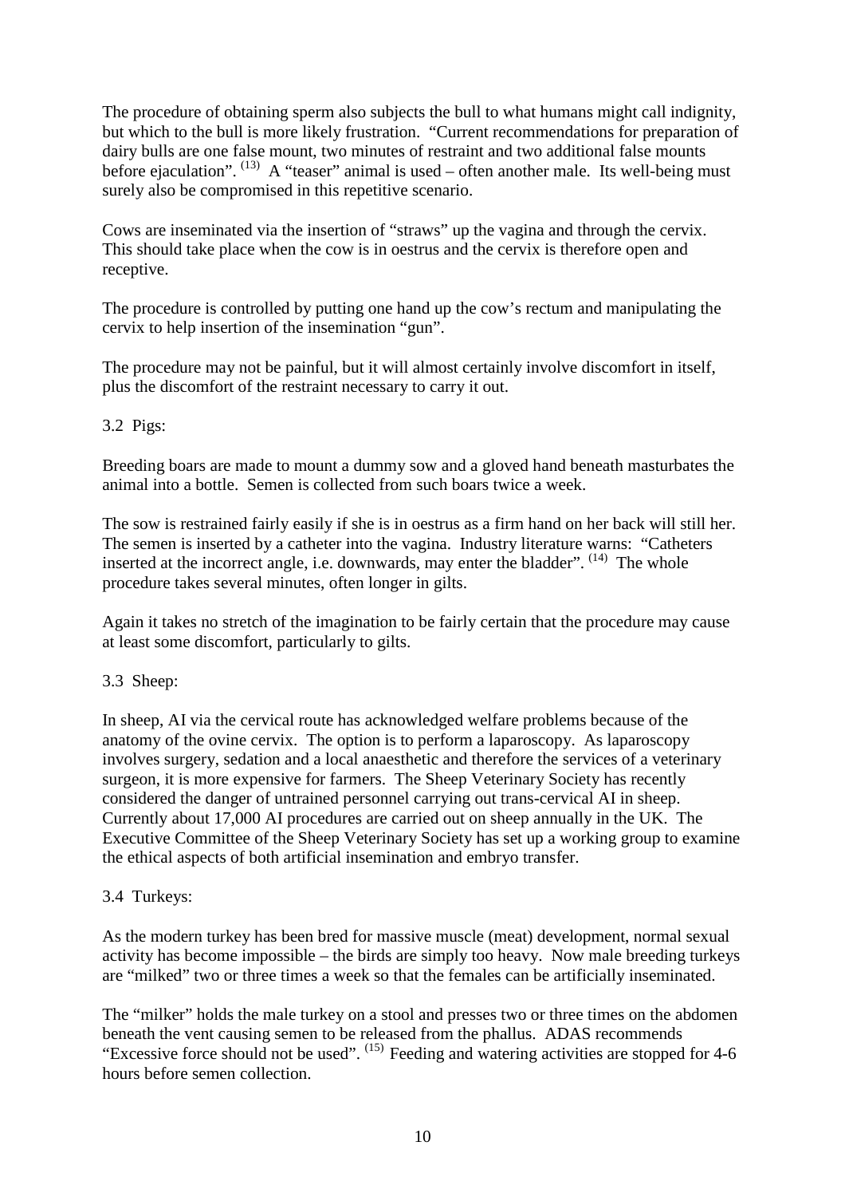The procedure of obtaining sperm also subjects the bull to what humans might call indignity, but which to the bull is more likely frustration. "Current recommendations for preparation of dairy bulls are one false mount, two minutes of restraint and two additional false mounts before ejaculation". [13] A "teaser" animal is used – often another male. Its well-being must surely also be compromised in this repetitive scenario.

Cows are inseminated via the insertion of "straws" up the vagina and through the cervix. This should take place when the cow is in oestrus and the cervix is therefore open and receptive.

The procedure is controlled by putting one hand up the cow's rectum and manipulating the cervix to help insertion of the insemination "gun".

The procedure may not be painful, but it will almost certainly involve discomfort in itself, plus the discomfort of the restraint necessary to carry it out.

3.2 Pigs:

Breeding boars are made to mount a dummy sow and a gloved hand beneath masturbates the animal into a bottle. Semen is collected from such boars twice a week.

The sow is restrained fairly easily if she is in oestrus as a firm hand on her back will still her. The semen is inserted by a catheter into the vagina. Industry literature warns: "Catheters inserted at the incorrect angle, i.e. downwards, may enter the bladder". [14] The whole procedure takes several minutes, often longer in gilts.

Again it takes no stretch of the imagination to be fairly certain that the procedure may cause at least some discomfort, particularly to gilts.

3.3 Sheep:

In sheep, AI via the cervical route has acknowledged welfare problems because of the anatomy of the ovine cervix. The option is to perform a laparoscopy. As laparoscopy involves surgery, sedation and a local anaesthetic and therefore the services of a veterinary surgeon, it is more expensive for farmers. The Sheep Veterinary Society has recently considered the danger of untrained personnel carrying out trans-cervical AI in sheep. Currently about 17,000 AI procedures are carried out on sheep annually in the UK. The Executive Committee of the Sheep Veterinary Society has set up a working group to examine the ethical aspects of both artificial insemination and embryo transfer.

3.4 Turkeys:

As the modern turkey has been bred for massive muscle (meat) development, normal sexual activity has become impossible – the birds are simply too heavy. Now male breeding turkeys are "milked" two or three times a week so that the females can be artificially inseminated.

The "milker" holds the male turkey on a stool and presses two or three times on the abdomen beneath the vent causing semen to be released from the phallus. ADAS recommends "Excessive force should not be used". [15] Feeding and watering activities are stopped for 4-6 hours before semen collection.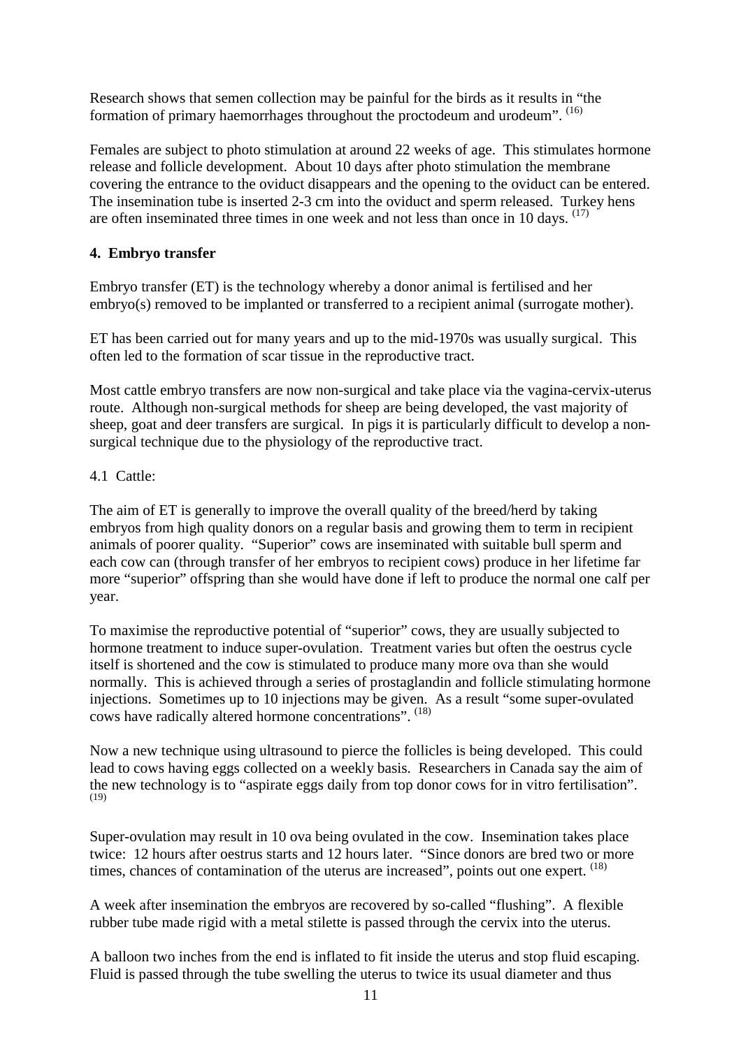Research shows that semen collection may be painful for the birds as it results in "the formation of primary haemorrhages throughout the proctodeum and urodeum". [16]

Females are subject to photo stimulation at around 22 weeks of age. This stimulates hormone release and follicle development. About 10 days after photo stimulation the membrane covering the entrance to the oviduct disappears and the opening to the oviduct can be entered. The insemination tube is inserted 2-3 cm into the oviduct and sperm released. Turkey hens are often inseminated three times in one week and not less than once in 10 days. [17]

## 4. Embryo transfer

Embryo transfer (ET) is the technology whereby a donor animal is fertilised and her embryo(s) removed to be implanted or transferred to a recipient animal (surrogate mother).

ET has been carried out for many years and up to the mid-1970s was usually surgical. This often led to the formation of scar tissue in the reproductive tract.

Most cattle embryo transfers are now non-surgical and take place via the vagina-cervix-uterus route. Although non-surgical methods for sheep are being developed, the vast majority of sheep, goat and deer transfers are surgical. In pigs it is particularly difficult to develop a non-surgical technique due to the physiology of the reproductive tract.

### 4.1 Cattle:

The aim of ET is generally to improve the overall quality of the breed/herd by taking embryos from high quality donors on a regular basis and growing them to term in recipient animals of poorer quality. "Superior" cows are inseminated with suitable bull sperm and each cow can (through transfer of her embryos to recipient cows) produce in her lifetime far more "superior" offspring than she would have done if left to produce the normal one calf per year.

To maximise the reproductive potential of "superior" cows, they are usually subjected to hormone treatment to induce super-ovulation. Treatment varies but often the oestrus cycle itself is shortened and the cow is stimulated to produce many more ova than she would normally. This is achieved through a series of prostaglandin and follicle stimulating hormone injections. Sometimes up to 10 injections may be given. As a result "some super-ovulated cows have radically altered hormone concentrations". [18]

Now a new technique using ultrasound to pierce the follicles is being developed. This could lead to cows having eggs collected on a weekly basis. Researchers in Canada say the aim of the new technology is to "aspirate eggs daily from top donor cows for in vitro fertilisation". [19]

Super-ovulation may result in 10 ova being ovulated in the cow. Insemination takes place twice: 12 hours after oestrus starts and 12 hours later. "Since donors are bred two or more times, chances of contamination of the uterus are increased", points out one expert. [18]

A week after insemination the embryos are recovered by so-called "flushing". A flexible rubber tube made rigid with a metal stilette is passed through the cervix into the uterus.

A balloon two inches from the end is inflated to fit inside the uterus and stop fluid escaping. Fluid is passed through the tube swelling the uterus to twice its usual diameter and thus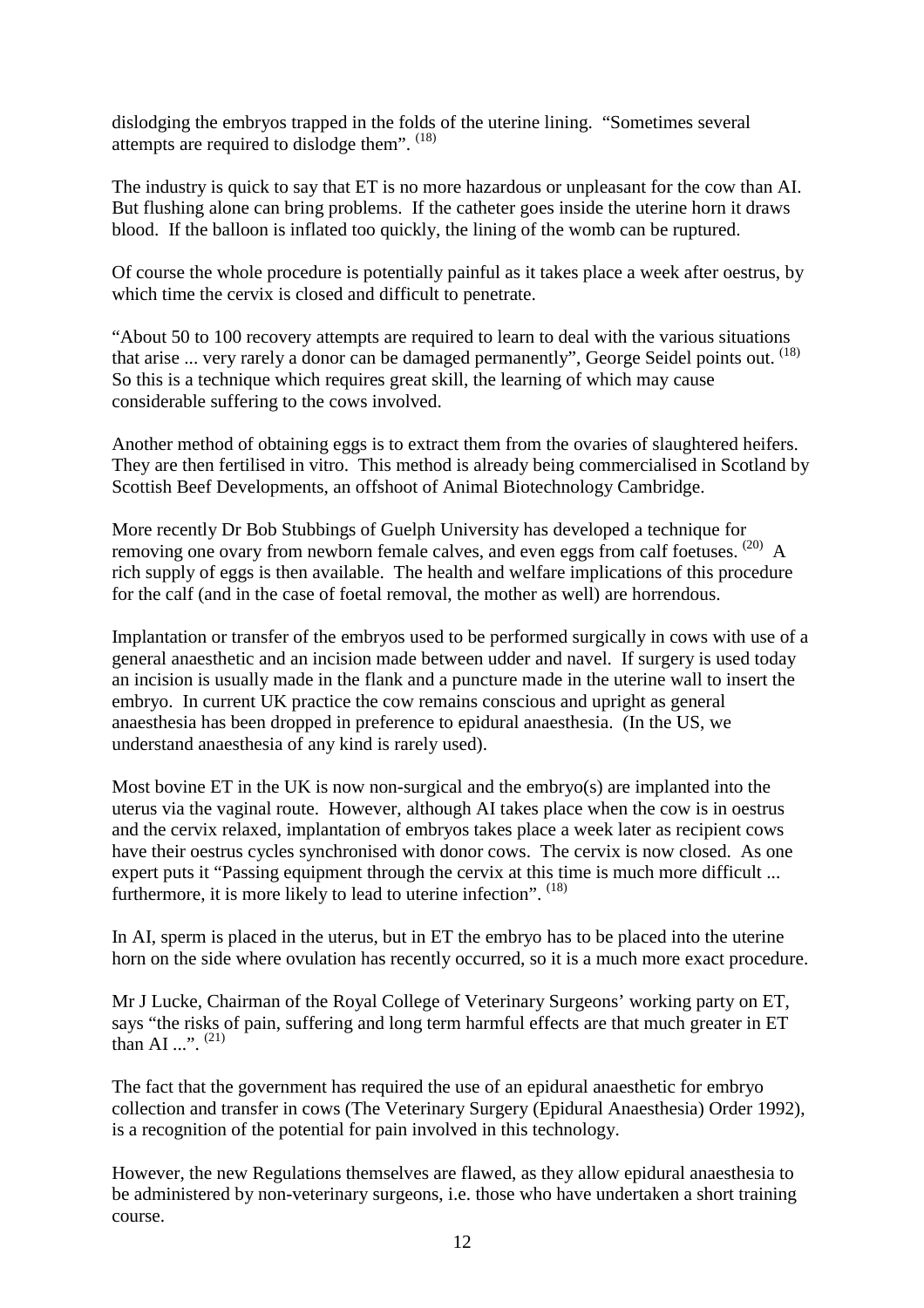dislodging the embryos trapped in the folds of the uterine lining. "Sometimes several attempts are required to dislodge them". [18]

The industry is quick to say that ET is no more hazardous or unpleasant for the cow than AI. But flushing alone can bring problems. If the catheter goes inside the uterine horn it draws blood. If the balloon is inflated too quickly, the lining of the womb can be ruptured.

Of course the whole procedure is potentially painful as it takes place a week after oestrus, by which time the cervix is closed and difficult to penetrate.

"About 50 to 100 recovery attempts are required to learn to deal with the various situations that arise ... very rarely a donor can be damaged permanently", George Seidel points out. [18] So this is a technique which requires great skill, the learning of which may cause considerable suffering to the cows involved.

Another method of obtaining eggs is to extract them from the ovaries of slaughtered heifers. They are then fertilised in vitro. This method is already being commercialised in Scotland by Scottish Beef Developments, an offshoot of Animal Biotechnology Cambridge.

More recently Dr Bob Stubbings of Guelph University has developed a technique for removing one ovary from newborn female calves, and even eggs from calf foetuses. [20] A rich supply of eggs is then available. The health and welfare implications of this procedure for the calf (and in the case of foetal removal, the mother as well) are horrendous.

Implantation or transfer of the embryos used to be performed surgically in cows with use of a general anaesthetic and an incision made between udder and navel. If surgery is used today an incision is usually made in the flank and a puncture made in the uterine wall to insert the embryo. In current UK practice the cow remains conscious and upright as general anaesthesia has been dropped in preference to epidural anaesthesia. (In the US, we understand anaesthesia of any kind is rarely used).

Most bovine ET in the UK is now non-surgical and the embryo(s) are implanted into the uterus via the vaginal route. However, although AI takes place when the cow is in oestrus and the cervix relaxed, implantation of embryos takes place a week later as recipient cows have their oestrus cycles synchronised with donor cows. The cervix is now closed. As one expert puts it "Passing equipment through the cervix at this time is much more difficult ... furthermore, it is more likely to lead to uterine infection". [18]

In AI, sperm is placed in the uterus, but in ET the embryo has to be placed into the uterine horn on the side where ovulation has recently occurred, so it is a much more exact procedure.

Mr J Lucke, Chairman of the Royal College of Veterinary Surgeons' working party on ET, says "the risks of pain, suffering and long term harmful effects are that much greater in ET than AI ...". [21]

The fact that the government has required the use of an epidural anaesthetic for embryo collection and transfer in cows (The Veterinary Surgery (Epidural Anaesthesia) Order 1992), is a recognition of the potential for pain involved in this technology.

However, the new Regulations themselves are flawed, as they allow epidural anaesthesia to be administered by non-veterinary surgeons, i.e. those who have undertaken a short training course.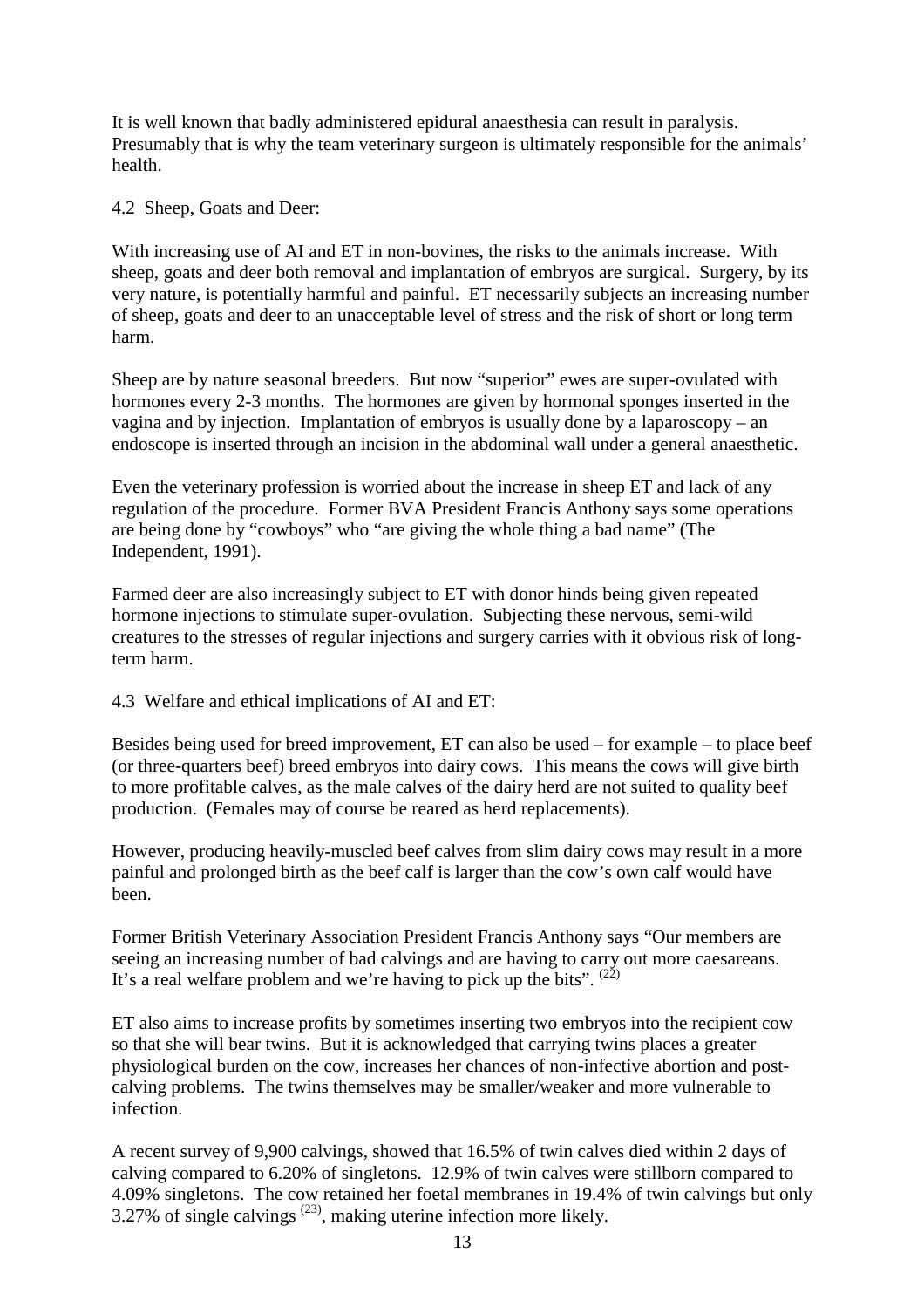It is well known that badly administered epidural anaesthesia can result in paralysis. Presumably that is why the team veterinary surgeon is ultimately responsible for the animals' health.

### 4.2 Sheep, Goats and Deer:

With increasing use of AI and ET in non-bovines, the risks to the animals increase. With sheep, goats and deer both removal and implantation of embryos are surgical. Surgery, by its very nature, is potentially harmful and painful. ET necessarily subjects an increasing number of sheep, goats and deer to an unacceptable level of stress and the risk of short or long term harm.

Sheep are by nature seasonal breeders. But now "superior" ewes are super-ovulated with hormones every 2-3 months. The hormones are given by hormonal sponges inserted in the vagina and by injection. Implantation of embryos is usually done by a laparoscopy – an endoscope is inserted through an incision in the abdominal wall under a general anaesthetic.

Even the veterinary profession is worried about the increase in sheep ET and lack of any regulation of the procedure. Former BVA President Francis Anthony says some operations are being done by "cowboys" who "are giving the whole thing a bad name" (The Independent, 1991).

Farmed deer are also increasingly subject to ET with donor hinds being given repeated hormone injections to stimulate super-ovulation. Subjecting these nervous, semi-wild creatures to the stresses of regular injections and surgery carries with it obvious risk of long-term harm.

### 4.3 Welfare and ethical implications of AI and ET:

Besides being used for breed improvement, ET can also be used – for example – to place beef (or three-quarters beef) breed embryos into dairy cows. This means the cows will give birth to more profitable calves, as the male calves of the dairy herd are not suited to quality beef production. (Females may of course be reared as herd replacements).

However, producing heavily-muscled beef calves from slim dairy cows may result in a more painful and prolonged birth as the beef calf is larger than the cow's own calf would have been.

Former British Veterinary Association President Francis Anthony says "Our members are seeing an increasing number of bad calvings and are having to carry out more caesareans. It's a real welfare problem and we're having to pick up the bits". [(22)]

ET also aims to increase profits by sometimes inserting two embryos into the recipient cow so that she will bear twins. But it is acknowledged that carrying twins places a greater physiological burden on the cow, increases her chances of non-infective abortion and post-calving problems. The twins themselves may be smaller/weaker and more vulnerable to infection.

A recent survey of 9,900 calvings, showed that 16.5% of twin calves died within 2 days of calving compared to 6.20% of singletons. 12.9% of twin calves were stillborn compared to 4.09% singletons. The cow retained her foetal membranes in 19.4% of twin calvings but only 3.27% of single calvings [(23)], making uterine infection more likely.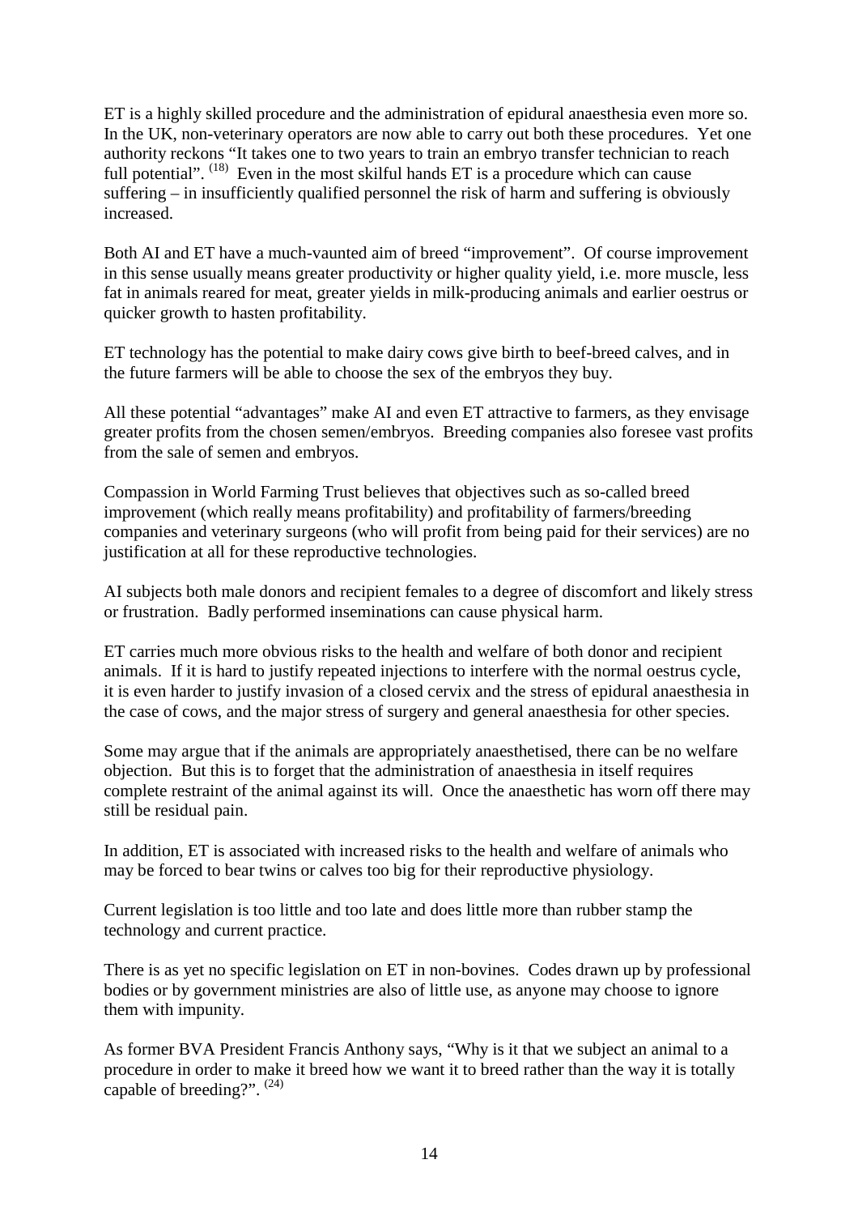ET is a highly skilled procedure and the administration of epidural anaesthesia even more so. In the UK, non-veterinary operators are now able to carry out both these procedures. Yet one authority reckons "It takes one to two years to train an embryo transfer technician to reach full potential". [18] Even in the most skilful hands ET is a procedure which can cause suffering – in insufficiently qualified personnel the risk of harm and suffering is obviously increased.

Both AI and ET have a much-vaunted aim of breed "improvement". Of course improvement in this sense usually means greater productivity or higher quality yield, i.e. more muscle, less fat in animals reared for meat, greater yields in milk-producing animals and earlier oestrus or quicker growth to hasten profitability.

ET technology has the potential to make dairy cows give birth to beef-breed calves, and in the future farmers will be able to choose the sex of the embryos they buy.

All these potential "advantages" make AI and even ET attractive to farmers, as they envisage greater profits from the chosen semen/embryos. Breeding companies also foresee vast profits from the sale of semen and embryos.

Compassion in World Farming Trust believes that objectives such as so-called breed improvement (which really means profitability) and profitability of farmers/breeding companies and veterinary surgeons (who will profit from being paid for their services) are no justification at all for these reproductive technologies.

AI subjects both male donors and recipient females to a degree of discomfort and likely stress or frustration. Badly performed inseminations can cause physical harm.

ET carries much more obvious risks to the health and welfare of both donor and recipient animals. If it is hard to justify repeated injections to interfere with the normal oestrus cycle, it is even harder to justify invasion of a closed cervix and the stress of epidural anaesthesia in the case of cows, and the major stress of surgery and general anaesthesia for other species.

Some may argue that if the animals are appropriately anaesthetised, there can be no welfare objection. But this is to forget that the administration of anaesthesia in itself requires complete restraint of the animal against its will. Once the anaesthetic has worn off there may still be residual pain.

In addition, ET is associated with increased risks to the health and welfare of animals who may be forced to bear twins or calves too big for their reproductive physiology.

Current legislation is too little and too late and does little more than rubber stamp the technology and current practice.

There is as yet no specific legislation on ET in non-bovines. Codes drawn up by professional bodies or by government ministries are also of little use, as anyone may choose to ignore them with impunity.

As former BVA President Francis Anthony says, "Why is it that we subject an animal to a procedure in order to make it breed how we want it to breed rather than the way it is totally capable of breeding?". [24]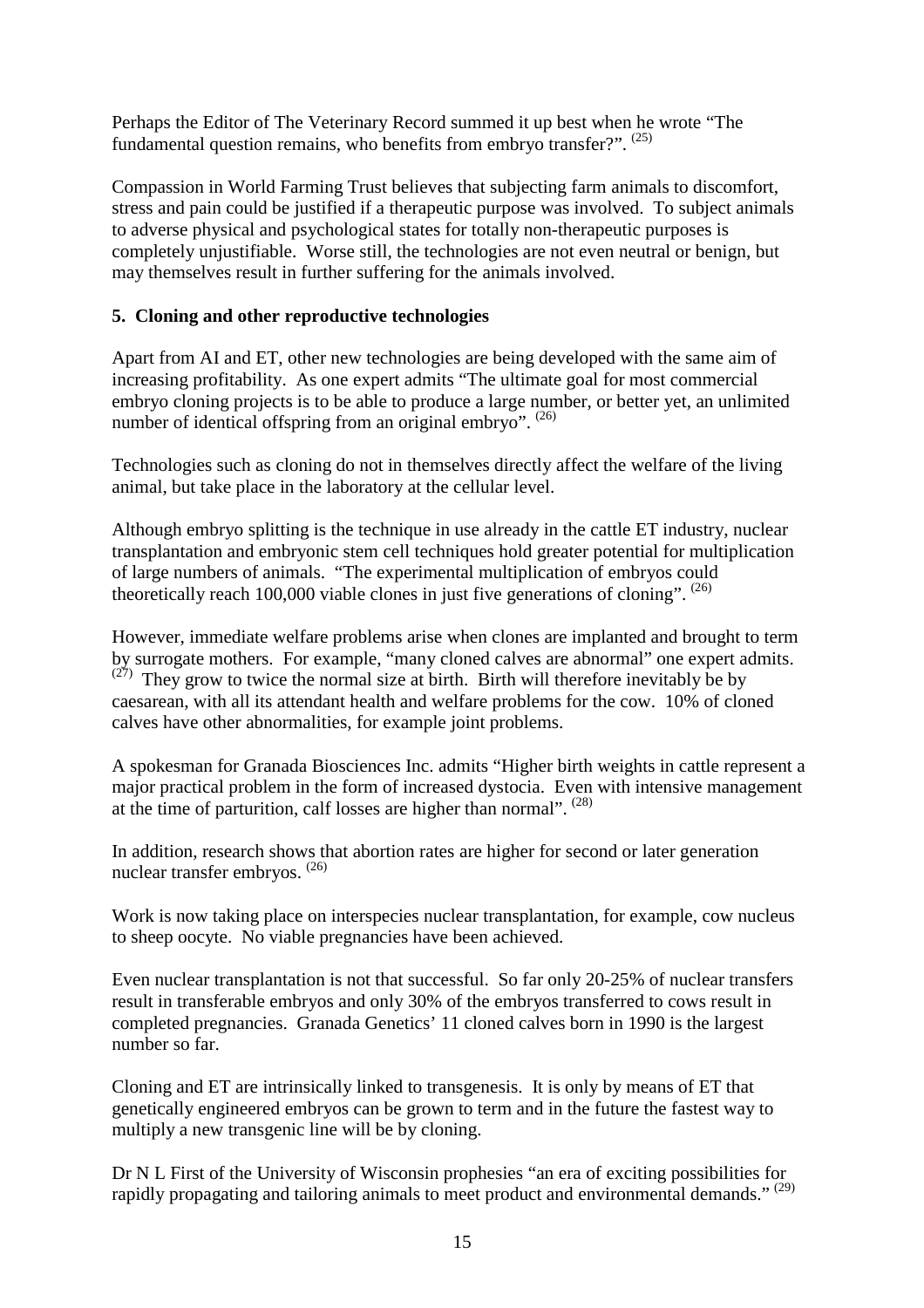Perhaps the Editor of The Veterinary Record summed it up best when he wrote "The fundamental question remains, who benefits from embryo transfer?". [25]

Compassion in World Farming Trust believes that subjecting farm animals to discomfort, stress and pain could be justified if a therapeutic purpose was involved. To subject animals to adverse physical and psychological states for totally non-therapeutic purposes is completely unjustifiable. Worse still, the technologies are not even neutral or benign, but may themselves result in further suffering for the animals involved.

## 5. Cloning and other reproductive technologies

Apart from AI and ET, other new technologies are being developed with the same aim of increasing profitability. As one expert admits "The ultimate goal for most commercial embryo cloning projects is to be able to produce a large number, or better yet, an unlimited number of identical offspring from an original embryo". [26]

Technologies such as cloning do not in themselves directly affect the welfare of the living animal, but take place in the laboratory at the cellular level.

Although embryo splitting is the technique in use already in the cattle ET industry, nuclear transplantation and embryonic stem cell techniques hold greater potential for multiplication of large numbers of animals. "The experimental multiplication of embryos could theoretically reach 100,000 viable clones in just five generations of cloning". [26]

However, immediate welfare problems arise when clones are implanted and brought to term by surrogate mothers. For example, "many cloned calves are abnormal" one expert admits. [27] They grow to twice the normal size at birth. Birth will therefore inevitably be by caesarean, with all its attendant health and welfare problems for the cow. 10% of cloned calves have other abnormalities, for example joint problems.

A spokesman for Granada Biosciences Inc. admits "Higher birth weights in cattle represent a major practical problem in the form of increased dystocia. Even with intensive management at the time of parturition, calf losses are higher than normal". [28]

In addition, research shows that abortion rates are higher for second or later generation nuclear transfer embryos. [26]

Work is now taking place on interspecies nuclear transplantation, for example, cow nucleus to sheep oocyte. No viable pregnancies have been achieved.

Even nuclear transplantation is not that successful. So far only 20-25% of nuclear transfers result in transferable embryos and only 30% of the embryos transferred to cows result in completed pregnancies. Granada Genetics' 11 cloned calves born in 1990 is the largest number so far.

Cloning and ET are intrinsically linked to transgenesis. It is only by means of ET that genetically engineered embryos can be grown to term and in the future the fastest way to multiply a new transgenic line will be by cloning.

Dr N L First of the University of Wisconsin prophesies "an era of exciting possibilities for rapidly propagating and tailoring animals to meet product and environmental demands." [29]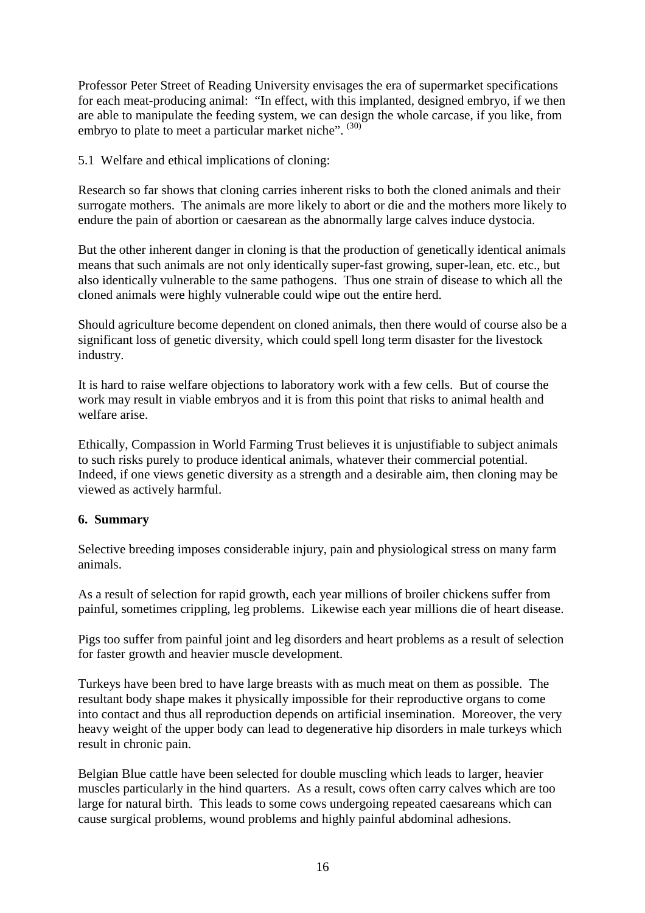Professor Peter Street of Reading University envisages the era of supermarket specifications for each meat-producing animal: "In effect, with this implanted, designed embryo, if we then are able to manipulate the feeding system, we can design the whole carcase, if you like, from embryo to plate to meet a particular market niche". [30]

5.1 Welfare and ethical implications of cloning:

Research so far shows that cloning carries inherent risks to both the cloned animals and their surrogate mothers. The animals are more likely to abort or die and the mothers more likely to endure the pain of abortion or caesarean as the abnormally large calves induce dystocia.

But the other inherent danger in cloning is that the production of genetically identical animals means that such animals are not only identically super-fast growing, super-lean, etc. etc., but also identically vulnerable to the same pathogens. Thus one strain of disease to which all the cloned animals were highly vulnerable could wipe out the entire herd.

Should agriculture become dependent on cloned animals, then there would of course also be a significant loss of genetic diversity, which could spell long term disaster for the livestock industry.

It is hard to raise welfare objections to laboratory work with a few cells. But of course the work may result in viable embryos and it is from this point that risks to animal health and welfare arise.

Ethically, Compassion in World Farming Trust believes it is unjustifiable to subject animals to such risks purely to produce identical animals, whatever their commercial potential. Indeed, if one views genetic diversity as a strength and a desirable aim, then cloning may be viewed as actively harmful.

## 6. Summary

Selective breeding imposes considerable injury, pain and physiological stress on many farm animals.

As a result of selection for rapid growth, each year millions of broiler chickens suffer from painful, sometimes crippling, leg problems. Likewise each year millions die of heart disease.

Pigs too suffer from painful joint and leg disorders and heart problems as a result of selection for faster growth and heavier muscle development.

Turkeys have been bred to have large breasts with as much meat on them as possible. The resultant body shape makes it physically impossible for their reproductive organs to come into contact and thus all reproduction depends on artificial insemination. Moreover, the very heavy weight of the upper body can lead to degenerative hip disorders in male turkeys which result in chronic pain.

Belgian Blue cattle have been selected for double muscling which leads to larger, heavier muscles particularly in the hind quarters. As a result, cows often carry calves which are too large for natural birth. This leads to some cows undergoing repeated caesareans which can cause surgical problems, wound problems and highly painful abdominal adhesions.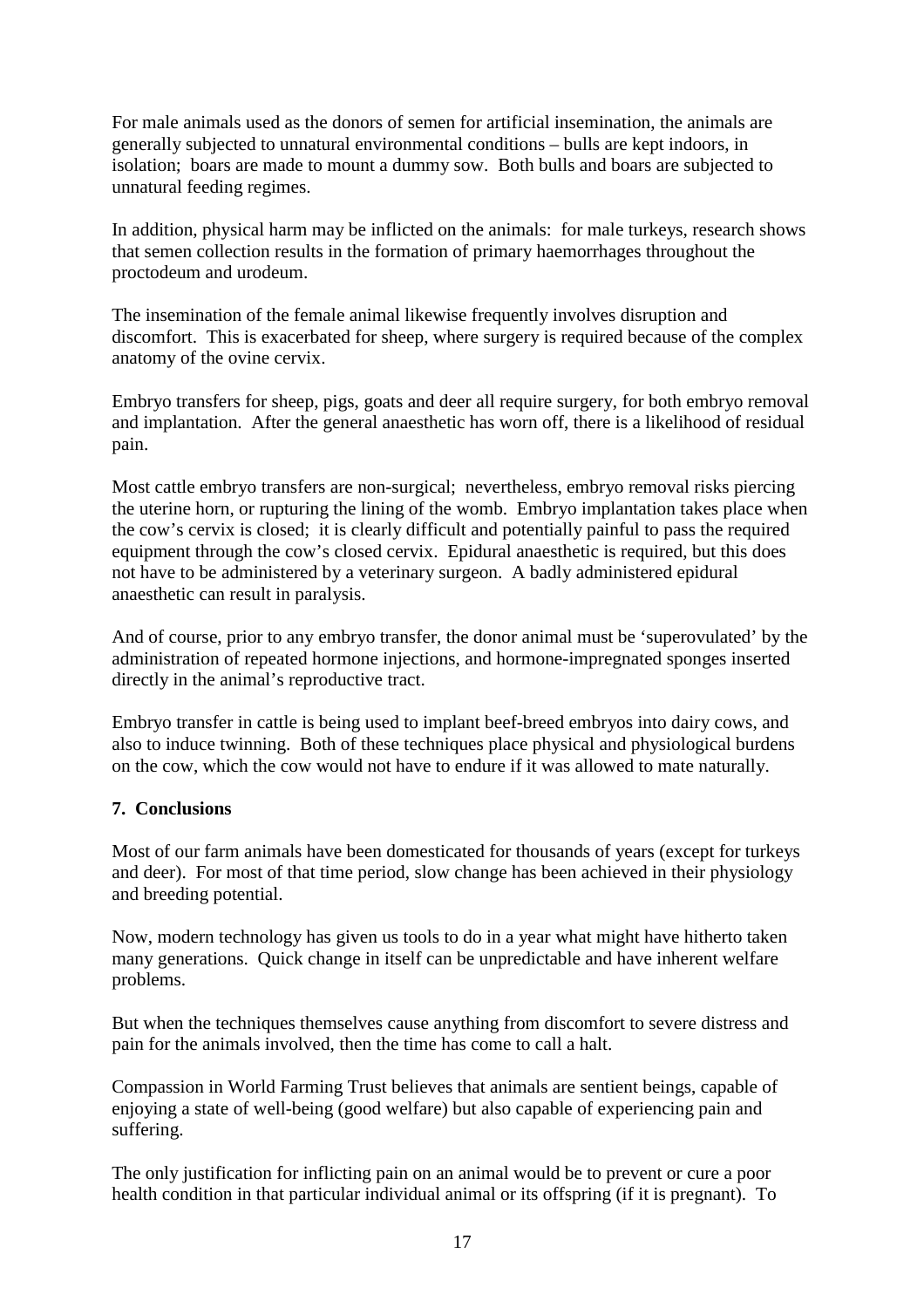For male animals used as the donors of semen for artificial insemination, the animals are generally subjected to unnatural environmental conditions – bulls are kept indoors, in isolation; boars are made to mount a dummy sow. Both bulls and boars are subjected to unnatural feeding regimes.

In addition, physical harm may be inflicted on the animals: for male turkeys, research shows that semen collection results in the formation of primary haemorrhages throughout the proctodeum and urodeum.

The insemination of the female animal likewise frequently involves disruption and discomfort. This is exacerbated for sheep, where surgery is required because of the complex anatomy of the ovine cervix.

Embryo transfers for sheep, pigs, goats and deer all require surgery, for both embryo removal and implantation. After the general anaesthetic has worn off, there is a likelihood of residual pain.

Most cattle embryo transfers are non-surgical; nevertheless, embryo removal risks piercing the uterine horn, or rupturing the lining of the womb. Embryo implantation takes place when the cow's cervix is closed; it is clearly difficult and potentially painful to pass the required equipment through the cow's closed cervix. Epidural anaesthetic is required, but this does not have to be administered by a veterinary surgeon. A badly administered epidural anaesthetic can result in paralysis.

And of course, prior to any embryo transfer, the donor animal must be 'superovulated' by the administration of repeated hormone injections, and hormone-impregnated sponges inserted directly in the animal's reproductive tract.

Embryo transfer in cattle is being used to implant beef-breed embryos into dairy cows, and also to induce twinning. Both of these techniques place physical and physiological burdens on the cow, which the cow would not have to endure if it was allowed to mate naturally.

## 7. Conclusions

Most of our farm animals have been domesticated for thousands of years (except for turkeys and deer). For most of that time period, slow change has been achieved in their physiology and breeding potential.

Now, modern technology has given us tools to do in a year what might have hitherto taken many generations. Quick change in itself can be unpredictable and have inherent welfare problems.

But when the techniques themselves cause anything from discomfort to severe distress and pain for the animals involved, then the time has come to call a halt.

Compassion in World Farming Trust believes that animals are sentient beings, capable of enjoying a state of well-being (good welfare) but also capable of experiencing pain and suffering.

The only justification for inflicting pain on an animal would be to prevent or cure a poor health condition in that particular individual animal or its offspring (if it is pregnant). To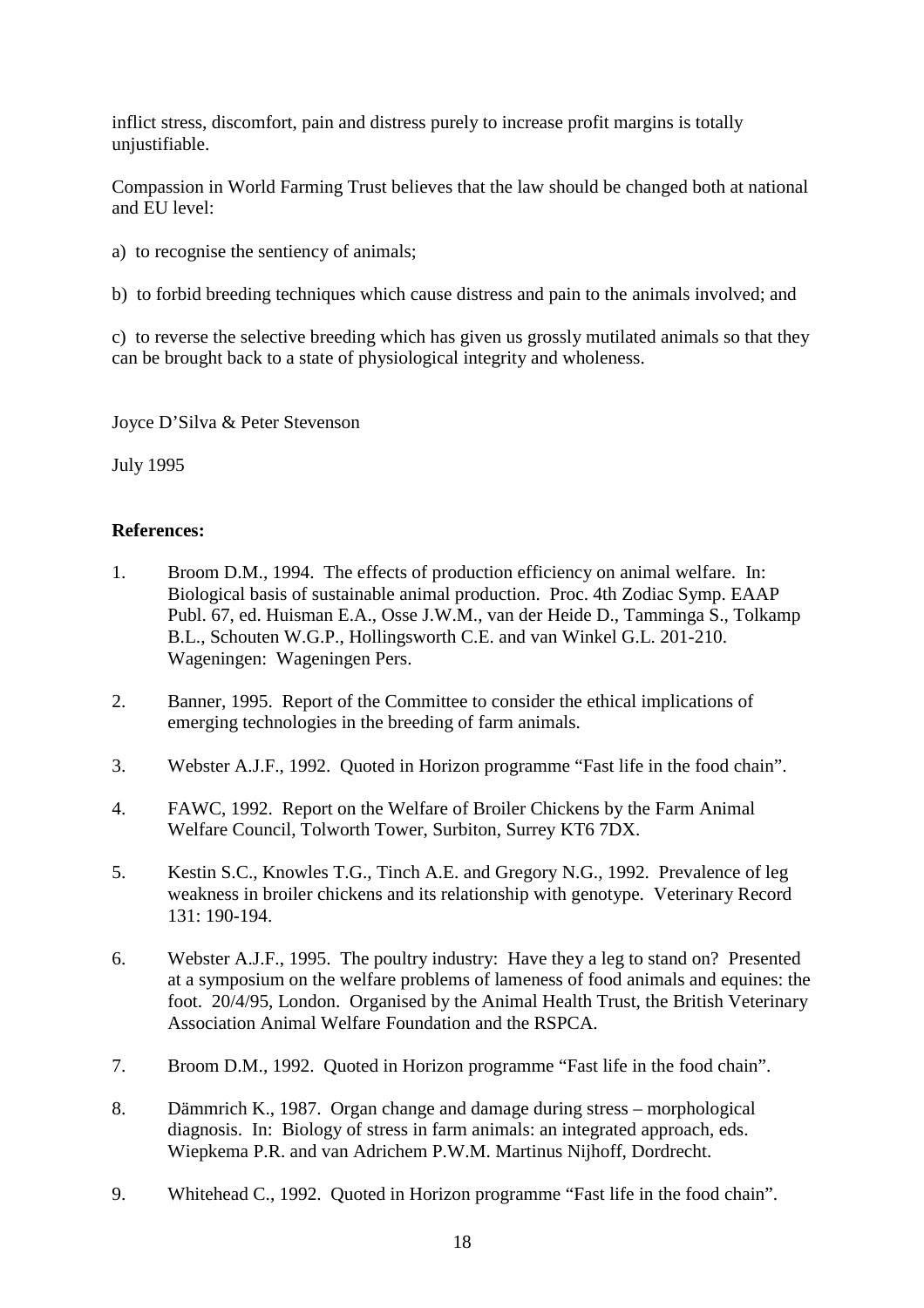inflict stress, discomfort, pain and distress purely to increase profit margins is totally unjustifiable.

Compassion in World Farming Trust believes that the law should be changed both at national and EU level:

a) to recognise the sentiency of animals;

b) to forbid breeding techniques which cause distress and pain to the animals involved; and

c) to reverse the selective breeding which has given us grossly mutilated animals so that they can be brought back to a state of physiological integrity and wholeness.

Joyce D'Silva & Peter Stevenson

July 1995

**References:**

1. Broom D.M., 1994. The effects of production efficiency on animal welfare. In: Biological basis of sustainable animal production. Proc. 4th Zodiac Symp. EAAP Publ. 67, ed. Huisman E.A., Osse J.W.M., van der Heide D., Tamminga S., Tolkamp B.L., Schouten W.G.P., Hollingsworth C.E. and van Winkel G.L. 201-210. Wageningen: Wageningen Pers.

2. Banner, 1995. Report of the Committee to consider the ethical implications of emerging technologies in the breeding of farm animals.

3. Webster A.J.F., 1992. Quoted in Horizon programme "Fast life in the food chain".

4. FAWC, 1992. Report on the Welfare of Broiler Chickens by the Farm Animal Welfare Council, Tolworth Tower, Surbiton, Surrey KT6 7DX.

5. Kestin S.C., Knowles T.G., Tinch A.E. and Gregory N.G., 1992. Prevalence of leg weakness in broiler chickens and its relationship with genotype. Veterinary Record 131: 190-194.

6. Webster A.J.F., 1995. The poultry industry: Have they a leg to stand on? Presented at a symposium on the welfare problems of lameness of food animals and equines: the foot. 20/4/95, London. Organised by the Animal Health Trust, the British Veterinary Association Animal Welfare Foundation and the RSPCA.

7. Broom D.M., 1992. Quoted in Horizon programme "Fast life in the food chain".

8. Dämmrich K., 1987. Organ change and damage during stress – morphological diagnosis. In: Biology of stress in farm animals: an integrated approach, eds. Wiepkema P.R. and van Adrichem P.W.M. Martinus Nijhoff, Dordrecht.

9. Whitehead C., 1992. Quoted in Horizon programme "Fast life in the food chain".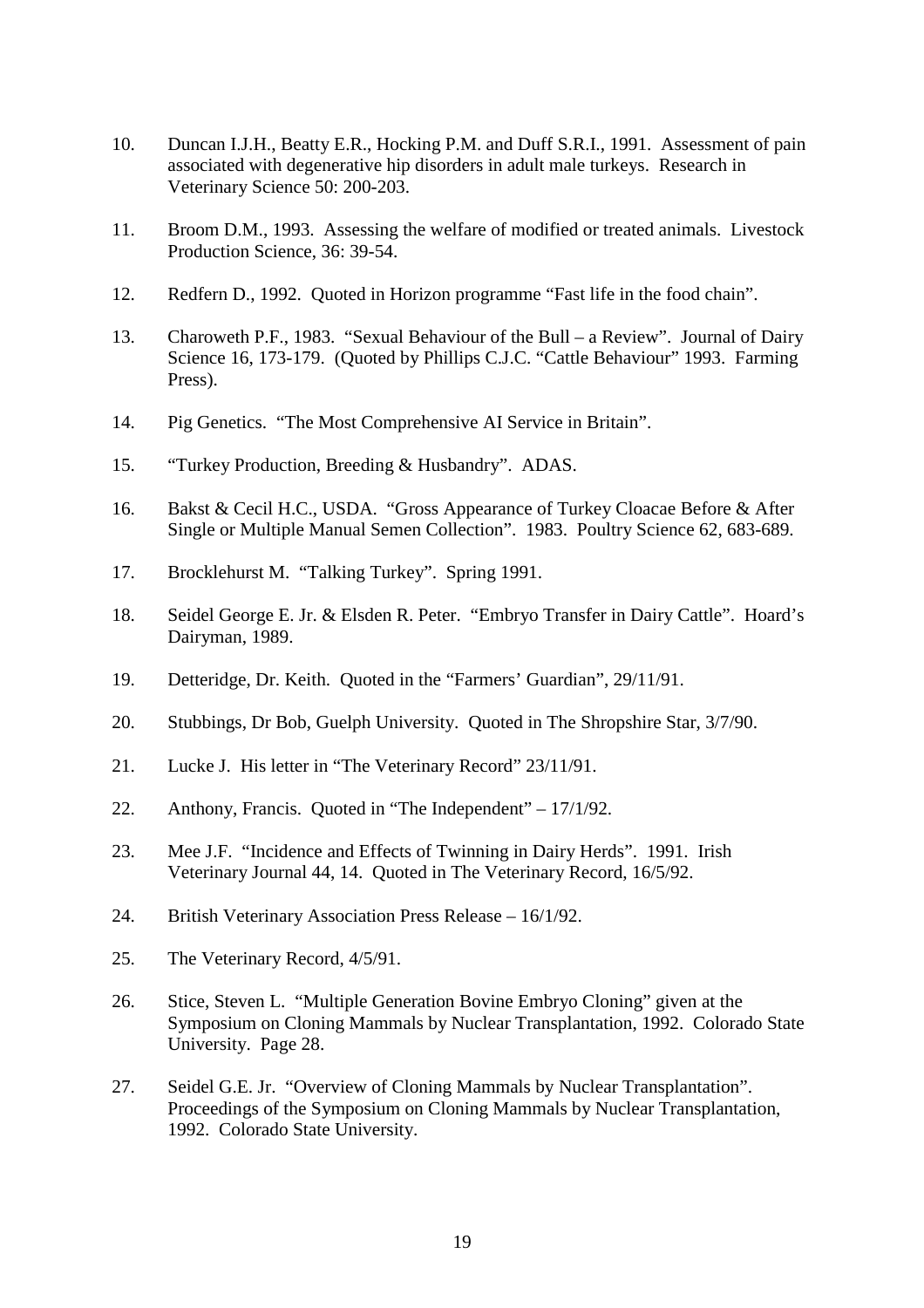10. Duncan I.J.H., Beatty E.R., Hocking P.M. and Duff S.R.I., 1991. Assessment of pain associated with degenerative hip disorders in adult male turkeys. Research in Veterinary Science 50: 200-203.

11. Broom D.M., 1993. Assessing the welfare of modified or treated animals. Livestock Production Science, 36: 39-54.

12. Redfern D., 1992. Quoted in Horizon programme "Fast life in the food chain".

13. Charoweth P.F., 1983. "Sexual Behaviour of the Bull – a Review". Journal of Dairy Science 16, 173-179. (Quoted by Phillips C.J.C. "Cattle Behaviour" 1993. Farming Press).

14. Pig Genetics. "The Most Comprehensive AI Service in Britain".

15. "Turkey Production, Breeding & Husbandry". ADAS.

16. Bakst & Cecil H.C., USDA. "Gross Appearance of Turkey Cloacae Before & After Single or Multiple Manual Semen Collection". 1983. Poultry Science 62, 683-689.

17. Brocklehurst M. "Talking Turkey". Spring 1991.

18. Seidel George E. Jr. & Elsden R. Peter. "Embryo Transfer in Dairy Cattle". Hoard's Dairyman, 1989.

19. Detteridge, Dr. Keith. Quoted in the "Farmers' Guardian", 29/11/91.

20. Stubbings, Dr Bob, Guelph University. Quoted in The Shropshire Star, 3/7/90.

21. Lucke J. His letter in "The Veterinary Record" 23/11/91.

22. Anthony, Francis. Quoted in "The Independent" – 17/1/92.

23. Mee J.F. "Incidence and Effects of Twinning in Dairy Herds". 1991. Irish Veterinary Journal 44, 14. Quoted in The Veterinary Record, 16/5/92.

24. British Veterinary Association Press Release – 16/1/92.

25. The Veterinary Record, 4/5/91.

26. Stice, Steven L. "Multiple Generation Bovine Embryo Cloning" given at the Symposium on Cloning Mammals by Nuclear Transplantation, 1992. Colorado State University. Page 28.

27. Seidel G.E. Jr. "Overview of Cloning Mammals by Nuclear Transplantation". Proceedings of the Symposium on Cloning Mammals by Nuclear Transplantation, 1992. Colorado State University.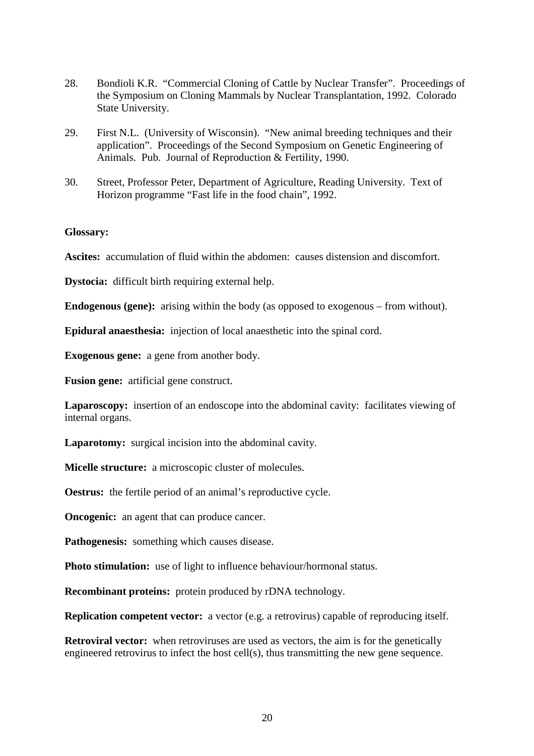28. Bondioli K.R. "Commercial Cloning of Cattle by Nuclear Transfer". Proceedings of the Symposium on Cloning Mammals by Nuclear Transplantation, 1992. Colorado State University.

29. First N.L. (University of Wisconsin). "New animal breeding techniques and their application". Proceedings of the Second Symposium on Genetic Engineering of Animals. Pub. Journal of Reproduction & Fertility, 1990.

30. Street, Professor Peter, Department of Agriculture, Reading University. Text of Horizon programme "Fast life in the food chain", 1992.

**Glossary:**

**Ascites:** accumulation of fluid within the abdomen: causes distension and discomfort.

**Dystocia:** difficult birth requiring external help.

**Endogenous (gene):** arising within the body (as opposed to exogenous – from without).

**Epidural anaesthesia:** injection of local anaesthetic into the spinal cord.

**Exogenous gene:** a gene from another body.

**Fusion gene:** artificial gene construct.

**Laparoscopy:** insertion of an endoscope into the abdominal cavity: facilitates viewing of internal organs.

**Laparotomy:** surgical incision into the abdominal cavity.

**Micelle structure:** a microscopic cluster of molecules.

**Oestrus:** the fertile period of an animal's reproductive cycle.

**Oncogenic:** an agent that can produce cancer.

**Pathogenesis:** something which causes disease.

**Photo stimulation:** use of light to influence behaviour/hormonal status.

**Recombinant proteins:** protein produced by rDNA technology.

**Replication competent vector:** a vector (e.g. a retrovirus) capable of reproducing itself.

**Retroviral vector:** when retroviruses are used as vectors, the aim is for the genetically engineered retrovirus to infect the host cell(s), thus transmitting the new gene sequence.